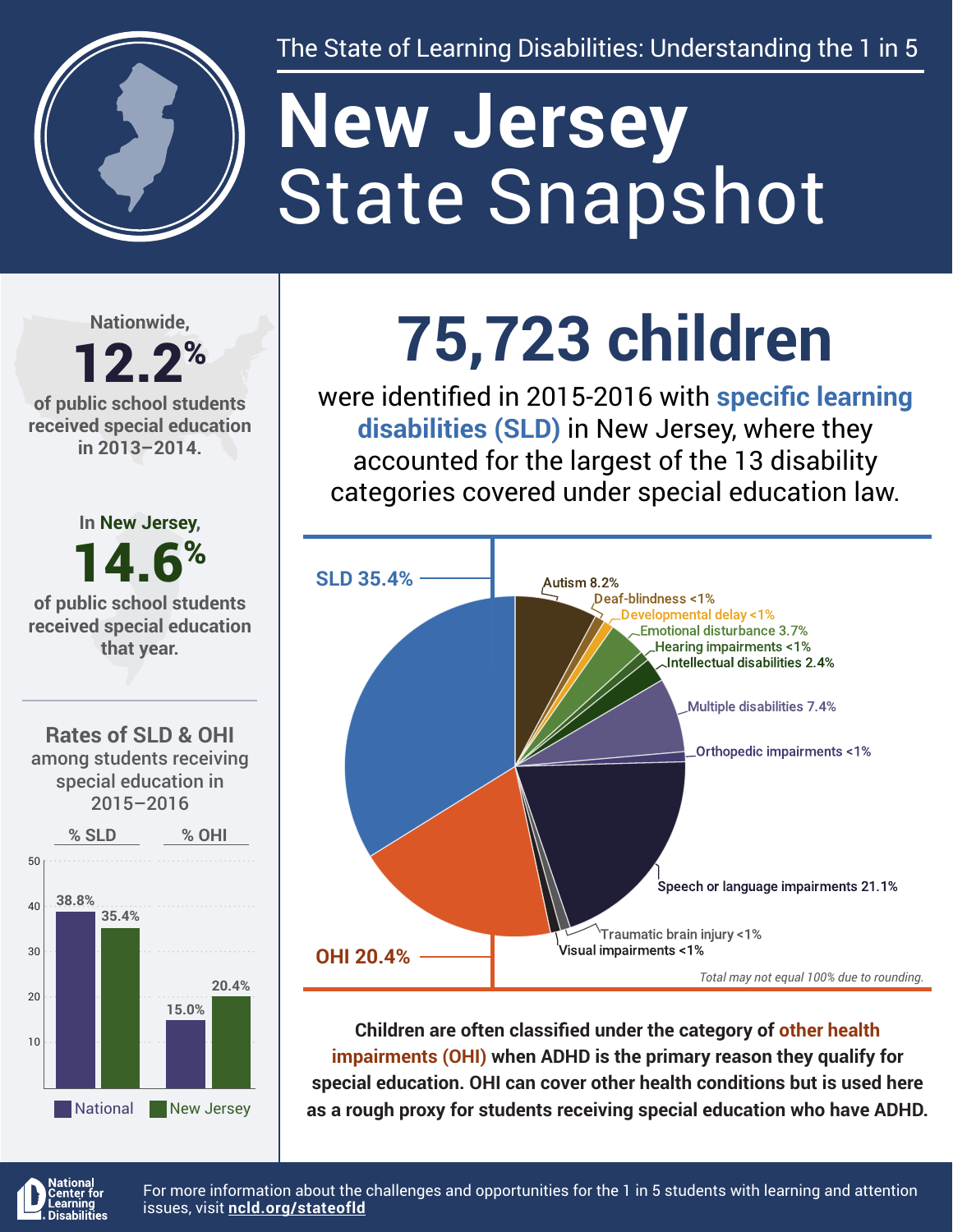The State of Learning Disabilities: Understanding the 1 in 5

# New Jersey State Snapshot

Nationwide, **12.2%** of public school students received special education in 2013–2014.

In New Jersey, **14.6%** of public school students received special education that year.

## Rates of SLD & OHI among students receiving special education in 2015–2016

| | National | New Jersey |
|---|---|---|
| % SLD | 38.8% | 35.4% |
| % OHI | 15.0% | 20.4% |

# 75,723 children

were identified in 2015-2016 with **specific learning disabilities (SLD)** in New Jersey, where they accounted for the largest of the 13 disability categories covered under special education law.

| Category | Percent |
|---|---|
| SLD | 35.4% |
| Autism | 8.2% |
| Deaf-blindness | <1% |
| Developmental delay | <1% |
| Emotional disturbance | 3.7% |
| Hearing impairments | <1% |
| Intellectual disabilities | 2.4% |
| Multiple disabilities | 7.4% |
| Orthopedic impairments | <1% |
| Speech or language impairments | 21.1% |
| Traumatic brain injury | <1% |
| Visual impairments | <1% |
| OHI | 20.4% |

*Total may not equal 100% due to rounding.*

**Children are often classified under the category of other health impairments (OHI) when ADHD is the primary reason they qualify for special education. OHI can cover other health conditions but is used here as a rough proxy for students receiving special education who have ADHD.**

National Center for Learning Disabilities

For more information about the challenges and opportunities for the 1 in 5 students with learning and attention issues, visit **ncld.org/stateofld**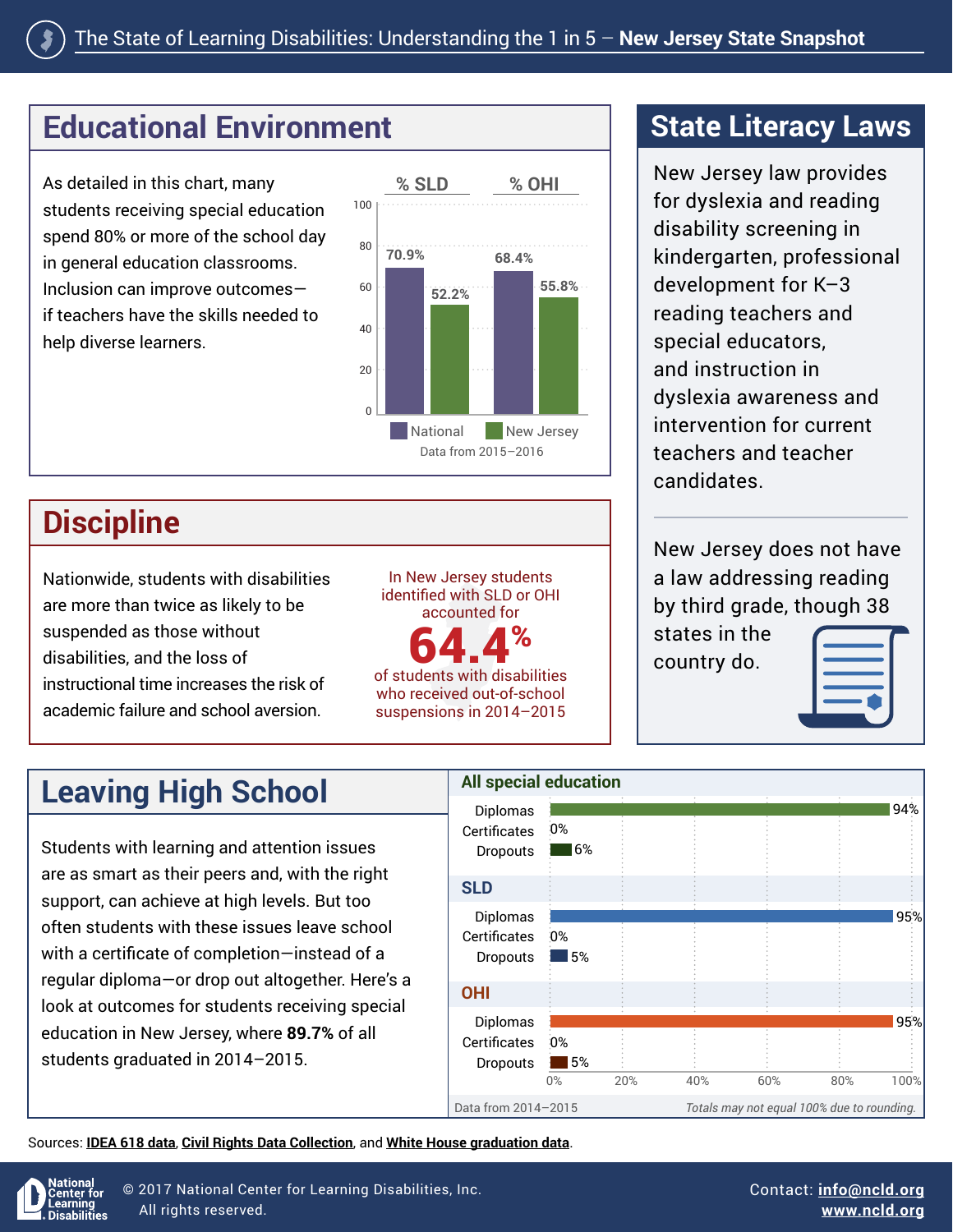# The State of Learning Disabilities: Understanding the 1 in 5 – **New Jersey State Snapshot**

## Educational Environment

As detailed in this chart, many students receiving special education spend 80% or more of the school day in general education classrooms. Inclusion can improve outcomes—if teachers have the skills needed to help diverse learners.

% SLD
% OHI
100
80
60
40
20
0
70.9%
52.2%
68.4%
55.8%
National
New Jersey
Data from 2015–2016

## State Literacy Laws

New Jersey law provides for dyslexia and reading disability screening in kindergarten, professional development for K–3 reading teachers and special educators, and instruction in dyslexia awareness and intervention for current teachers and teacher candidates.

New Jersey does not have a law addressing reading by third grade, though 38 states in the country do.

## Discipline

Nationwide, students with disabilities are more than twice as likely to be suspended as those without disabilities, and the loss of instructional time increases the risk of academic failure and school aversion.

In New Jersey students identified with SLD or OHI accounted for

**64.4%**

of students with disabilities who received out-of-school suspensions in 2014–2015

## Leaving High School

Students with learning and attention issues are as smart as their peers and, with the right support, can achieve at high levels. But too often students with these issues leave school with a certificate of completion—instead of a regular diploma—or drop out altogether. Here's a look at outcomes for students receiving special education in New Jersey, where **89.7%** of all students graduated in 2014–2015.

**All special education**
Diplomas 94%
Certificates 0%
Dropouts 6%

**SLD**
Diplomas 95%
Certificates 0%
Dropouts 5%

**OHI**
Diplomas 95%
Certificates 0%
Dropouts 5%

0% 20% 40% 60% 80% 100%

Data from 2014–2015

*Totals may not equal 100% due to rounding.*

Sources: **IDEA 618 data**, **Civil Rights Data Collection**, and **White House graduation data**.

National Center for Learning Disabilities

© 2017 National Center for Learning Disabilities, Inc. All rights reserved.

Contact: **info@ncld.org**
**www.ncld.org**